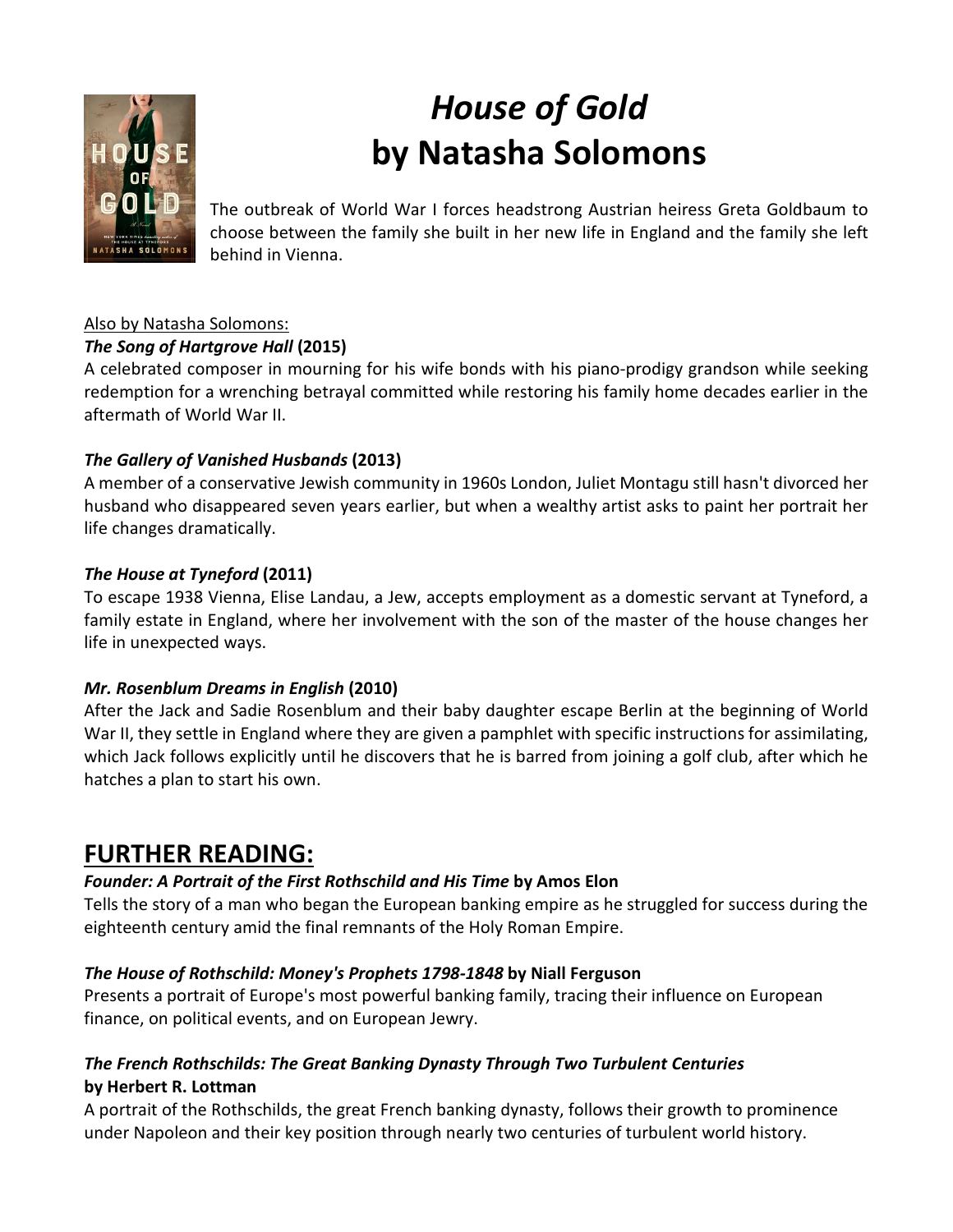# *House of Gold*
# by Natasha Solomons

The outbreak of World War I forces headstrong Austrian heiress Greta Goldbaum to choose between the family she built in her new life in England and the family she left behind in Vienna.

Also by Natasha Solomons:

***The Song of Hartgrove Hall* (2015)**
A celebrated composer in mourning for his wife bonds with his piano-prodigy grandson while seeking redemption for a wrenching betrayal committed while restoring his family home decades earlier in the aftermath of World War II.

***The Gallery of Vanished Husbands* (2013)**
A member of a conservative Jewish community in 1960s London, Juliet Montagu still hasn't divorced her husband who disappeared seven years earlier, but when a wealthy artist asks to paint her portrait her life changes dramatically.

***The House at Tyneford* (2011)**
To escape 1938 Vienna, Elise Landau, a Jew, accepts employment as a domestic servant at Tyneford, a family estate in England, where her involvement with the son of the master of the house changes her life in unexpected ways.

***Mr. Rosenblum Dreams in English* (2010)**
After the Jack and Sadie Rosenblum and their baby daughter escape Berlin at the beginning of World War II, they settle in England where they are given a pamphlet with specific instructions for assimilating, which Jack follows explicitly until he discovers that he is barred from joining a golf club, after which he hatches a plan to start his own.

## FURTHER READING:

***Founder: A Portrait of the First Rothschild and His Time* by Amos Elon**
Tells the story of a man who began the European banking empire as he struggled for success during the eighteenth century amid the final remnants of the Holy Roman Empire.

***The House of Rothschild: Money's Prophets 1798-1848* by Niall Ferguson**
Presents a portrait of Europe's most powerful banking family, tracing their influence on European finance, on political events, and on European Jewry.

***The French Rothschilds: The Great Banking Dynasty Through Two Turbulent Centuries* by Herbert R. Lottman**
A portrait of the Rothschilds, the great French banking dynasty, follows their growth to prominence under Napoleon and their key position through nearly two centuries of turbulent world history.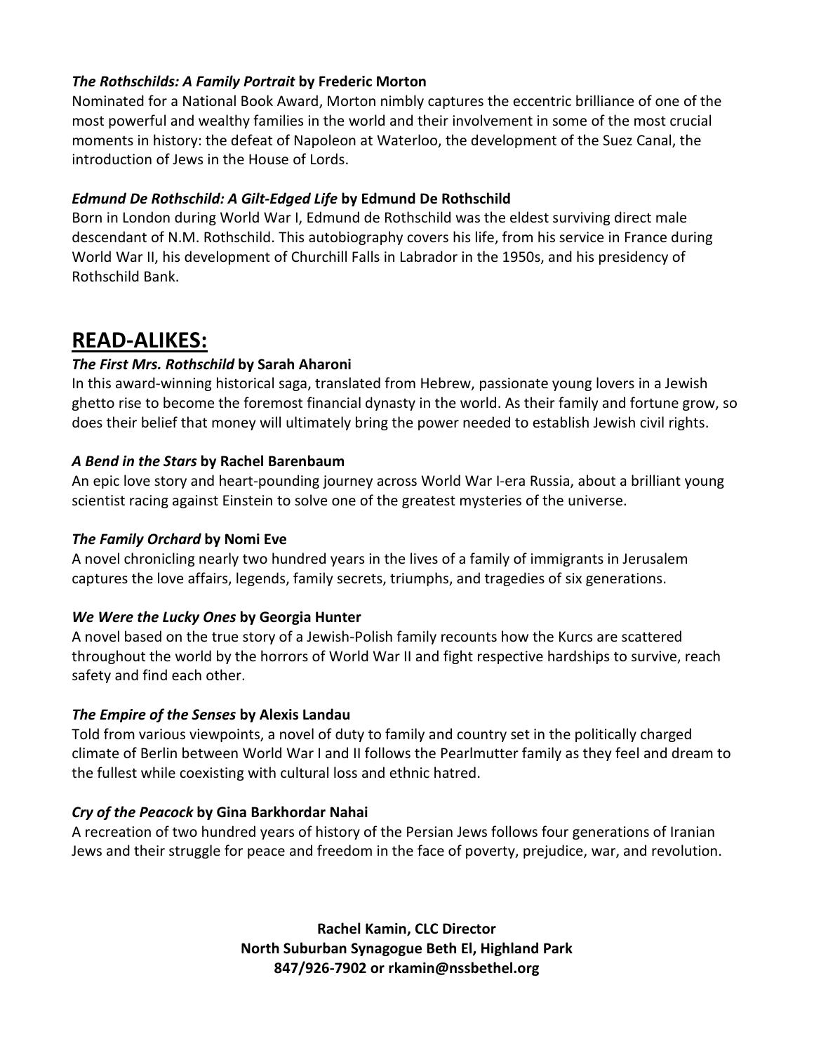***The Rothschilds: A Family Portrait* by Frederic Morton**
Nominated for a National Book Award, Morton nimbly captures the eccentric brilliance of one of the most powerful and wealthy families in the world and their involvement in some of the most crucial moments in history: the defeat of Napoleon at Waterloo, the development of the Suez Canal, the introduction of Jews in the House of Lords.

***Edmund De Rothschild: A Gilt-Edged Life* by Edmund De Rothschild**
Born in London during World War I, Edmund de Rothschild was the eldest surviving direct male descendant of N.M. Rothschild. This autobiography covers his life, from his service in France during World War II, his development of Churchill Falls in Labrador in the 1950s, and his presidency of Rothschild Bank.

# READ-ALIKES:

***The First Mrs. Rothschild* by Sarah Aharoni**
In this award-winning historical saga, translated from Hebrew, passionate young lovers in a Jewish ghetto rise to become the foremost financial dynasty in the world. As their family and fortune grow, so does their belief that money will ultimately bring the power needed to establish Jewish civil rights.

***A Bend in the Stars* by Rachel Barenbaum**
An epic love story and heart-pounding journey across World War I-era Russia, about a brilliant young scientist racing against Einstein to solve one of the greatest mysteries of the universe.

***The Family Orchard* by Nomi Eve**
A novel chronicling nearly two hundred years in the lives of a family of immigrants in Jerusalem captures the love affairs, legends, family secrets, triumphs, and tragedies of six generations.

***We Were the Lucky Ones* by Georgia Hunter**
A novel based on the true story of a Jewish-Polish family recounts how the Kurcs are scattered throughout the world by the horrors of World War II and fight respective hardships to survive, reach safety and find each other.

***The Empire of the Senses* by Alexis Landau**
Told from various viewpoints, a novel of duty to family and country set in the politically charged climate of Berlin between World War I and II follows the Pearlmutter family as they feel and dream to the fullest while coexisting with cultural loss and ethnic hatred.

***Cry of the Peacock* by Gina Barkhordar Nahai**
A recreation of two hundred years of history of the Persian Jews follows four generations of Iranian Jews and their struggle for peace and freedom in the face of poverty, prejudice, war, and revolution.

**Rachel Kamin, CLC Director**
**North Suburban Synagogue Beth El, Highland Park**
**847/926-7902 or rkamin@nssbethel.org**